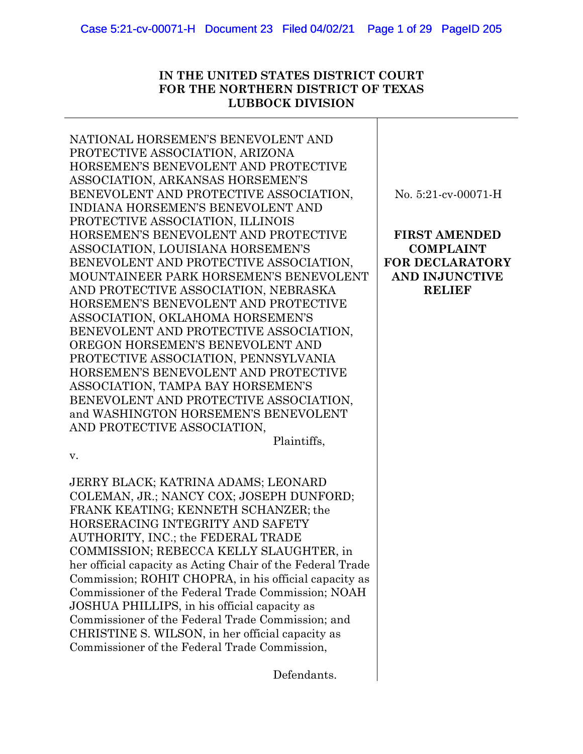**IN THE UNITED STATES DISTRICT COURT**
**FOR THE NORTHERN DISTRICT OF TEXAS**
**LUBBOCK DIVISION**

NATIONAL HORSEMEN'S BENEVOLENT AND PROTECTIVE ASSOCIATION, ARIZONA HORSEMEN'S BENEVOLENT AND PROTECTIVE ASSOCIATION, ARKANSAS HORSEMEN'S BENEVOLENT AND PROTECTIVE ASSOCIATION, INDIANA HORSEMEN'S BENEVOLENT AND PROTECTIVE ASSOCIATION, ILLINOIS HORSEMEN'S BENEVOLENT AND PROTECTIVE ASSOCIATION, LOUISIANA HORSEMEN'S BENEVOLENT AND PROTECTIVE ASSOCIATION, MOUNTAINEER PARK HORSEMEN'S BENEVOLENT AND PROTECTIVE ASSOCIATION, NEBRASKA HORSEMEN'S BENEVOLENT AND PROTECTIVE ASSOCIATION, OKLAHOMA HORSEMEN'S BENEVOLENT AND PROTECTIVE ASSOCIATION, OREGON HORSEMEN'S BENEVOLENT AND PROTECTIVE ASSOCIATION, PENNSYLVANIA HORSEMEN'S BENEVOLENT AND PROTECTIVE ASSOCIATION, TAMPA BAY HORSEMEN'S BENEVOLENT AND PROTECTIVE ASSOCIATION, and WASHINGTON HORSEMEN'S BENEVOLENT AND PROTECTIVE ASSOCIATION,

Plaintiffs,

v.

JERRY BLACK; KATRINA ADAMS; LEONARD COLEMAN, JR.; NANCY COX; JOSEPH DUNFORD; FRANK KEATING; KENNETH SCHANZER; the HORSERACING INTEGRITY AND SAFETY AUTHORITY, INC.; the FEDERAL TRADE COMMISSION; REBECCA KELLY SLAUGHTER, in her official capacity as Acting Chair of the Federal Trade Commission; ROHIT CHOPRA, in his official capacity as Commissioner of the Federal Trade Commission; NOAH JOSHUA PHILLIPS, in his official capacity as Commissioner of the Federal Trade Commission; and CHRISTINE S. WILSON, in her official capacity as Commissioner of the Federal Trade Commission,

Defendants.

No. 5:21-cv-00071-H

**FIRST AMENDED COMPLAINT FOR DECLARATORY AND INJUNCTIVE RELIEF**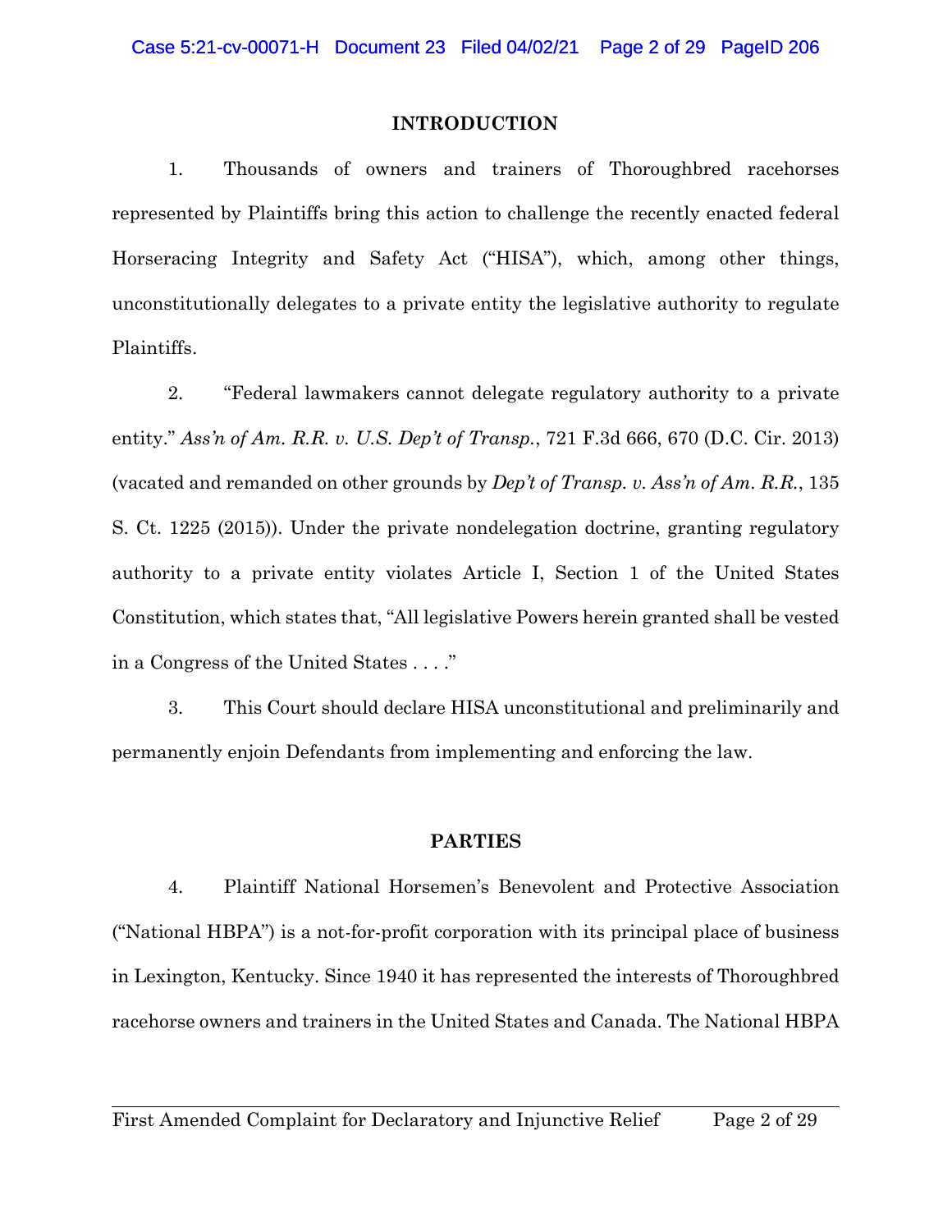## INTRODUCTION

1. Thousands of owners and trainers of Thoroughbred racehorses represented by Plaintiffs bring this action to challenge the recently enacted federal Horseracing Integrity and Safety Act ("HISA"), which, among other things, unconstitutionally delegates to a private entity the legislative authority to regulate Plaintiffs.

2. "Federal lawmakers cannot delegate regulatory authority to a private entity." *Ass'n of Am. R.R. v. U.S. Dep't of Transp.*, 721 F.3d 666, 670 (D.C. Cir. 2013) (vacated and remanded on other grounds by *Dep't of Transp. v. Ass'n of Am. R.R.*, 135 S. Ct. 1225 (2015)). Under the private nondelegation doctrine, granting regulatory authority to a private entity violates Article I, Section 1 of the United States Constitution, which states that, "All legislative Powers herein granted shall be vested in a Congress of the United States . . . ."

3. This Court should declare HISA unconstitutional and preliminarily and permanently enjoin Defendants from implementing and enforcing the law.

## PARTIES

4. Plaintiff National Horsemen's Benevolent and Protective Association ("National HBPA") is a not-for-profit corporation with its principal place of business in Lexington, Kentucky. Since 1940 it has represented the interests of Thoroughbred racehorse owners and trainers in the United States and Canada. The National HBPA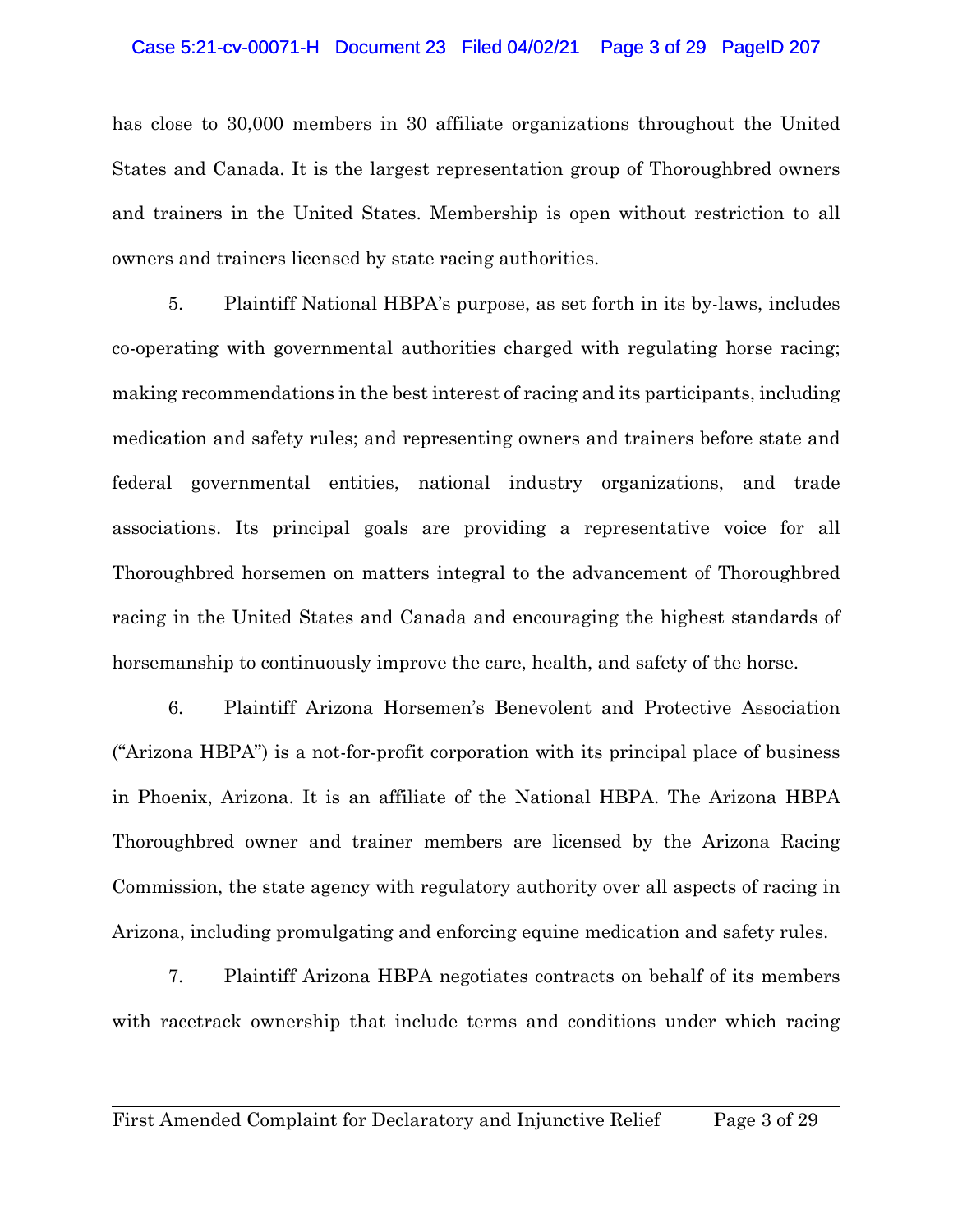has close to 30,000 members in 30 affiliate organizations throughout the United States and Canada. It is the largest representation group of Thoroughbred owners and trainers in the United States. Membership is open without restriction to all owners and trainers licensed by state racing authorities.

5. Plaintiff National HBPA's purpose, as set forth in its by-laws, includes co-operating with governmental authorities charged with regulating horse racing; making recommendations in the best interest of racing and its participants, including medication and safety rules; and representing owners and trainers before state and federal governmental entities, national industry organizations, and trade associations. Its principal goals are providing a representative voice for all Thoroughbred horsemen on matters integral to the advancement of Thoroughbred racing in the United States and Canada and encouraging the highest standards of horsemanship to continuously improve the care, health, and safety of the horse.

6. Plaintiff Arizona Horsemen's Benevolent and Protective Association ("Arizona HBPA") is a not-for-profit corporation with its principal place of business in Phoenix, Arizona. It is an affiliate of the National HBPA. The Arizona HBPA Thoroughbred owner and trainer members are licensed by the Arizona Racing Commission, the state agency with regulatory authority over all aspects of racing in Arizona, including promulgating and enforcing equine medication and safety rules.

7. Plaintiff Arizona HBPA negotiates contracts on behalf of its members with racetrack ownership that include terms and conditions under which racing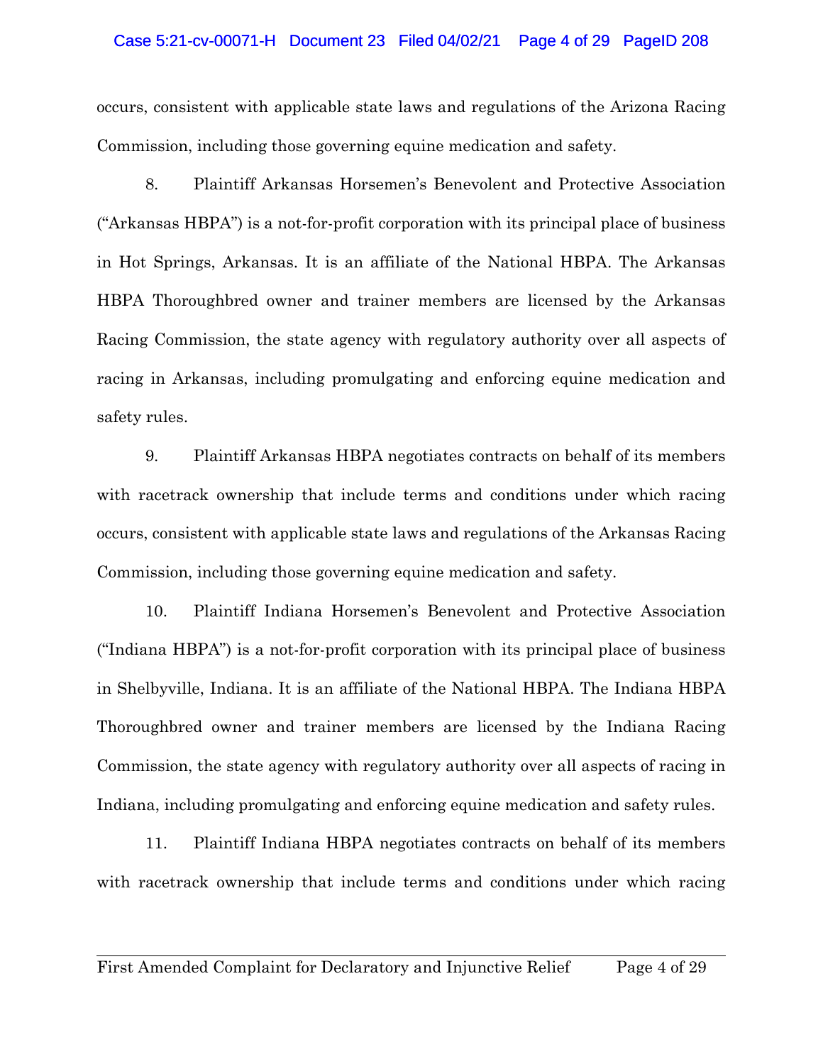occurs, consistent with applicable state laws and regulations of the Arizona Racing Commission, including those governing equine medication and safety.

8. Plaintiff Arkansas Horsemen's Benevolent and Protective Association ("Arkansas HBPA") is a not-for-profit corporation with its principal place of business in Hot Springs, Arkansas. It is an affiliate of the National HBPA. The Arkansas HBPA Thoroughbred owner and trainer members are licensed by the Arkansas Racing Commission, the state agency with regulatory authority over all aspects of racing in Arkansas, including promulgating and enforcing equine medication and safety rules.

9. Plaintiff Arkansas HBPA negotiates contracts on behalf of its members with racetrack ownership that include terms and conditions under which racing occurs, consistent with applicable state laws and regulations of the Arkansas Racing Commission, including those governing equine medication and safety.

10. Plaintiff Indiana Horsemen's Benevolent and Protective Association ("Indiana HBPA") is a not-for-profit corporation with its principal place of business in Shelbyville, Indiana. It is an affiliate of the National HBPA. The Indiana HBPA Thoroughbred owner and trainer members are licensed by the Indiana Racing Commission, the state agency with regulatory authority over all aspects of racing in Indiana, including promulgating and enforcing equine medication and safety rules.

11. Plaintiff Indiana HBPA negotiates contracts on behalf of its members with racetrack ownership that include terms and conditions under which racing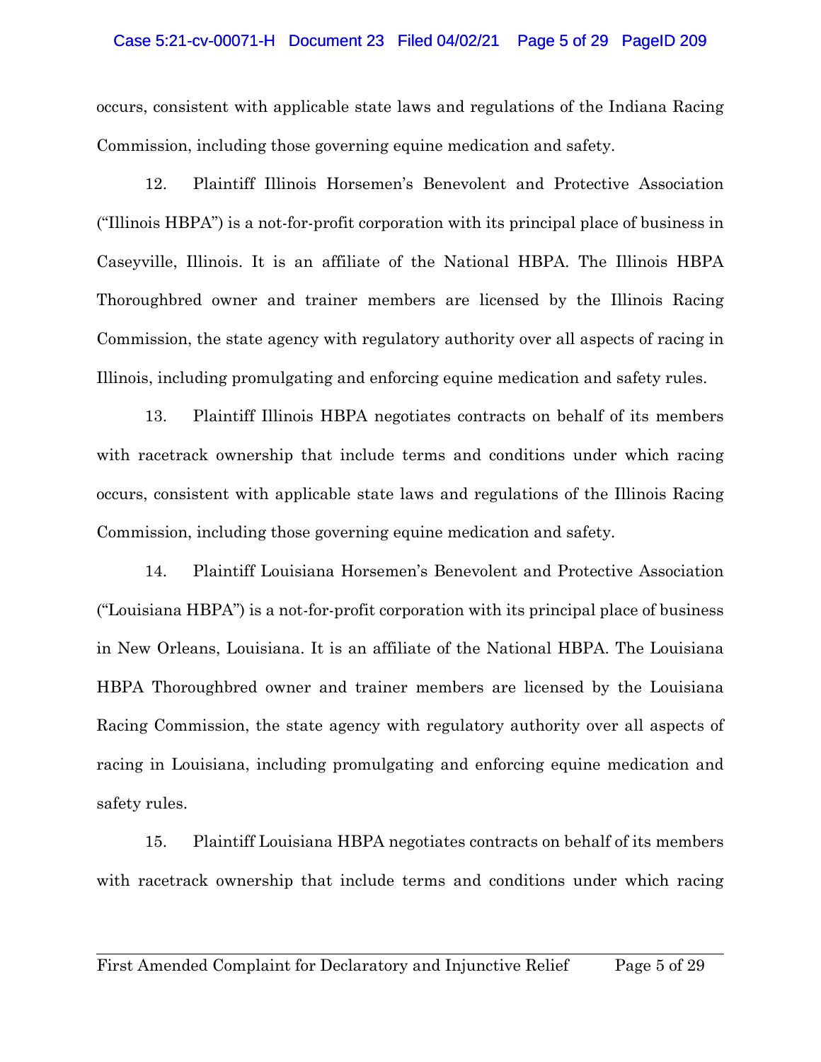occurs, consistent with applicable state laws and regulations of the Indiana Racing Commission, including those governing equine medication and safety.

12. Plaintiff Illinois Horsemen's Benevolent and Protective Association ("Illinois HBPA") is a not-for-profit corporation with its principal place of business in Caseyville, Illinois. It is an affiliate of the National HBPA. The Illinois HBPA Thoroughbred owner and trainer members are licensed by the Illinois Racing Commission, the state agency with regulatory authority over all aspects of racing in Illinois, including promulgating and enforcing equine medication and safety rules.

13. Plaintiff Illinois HBPA negotiates contracts on behalf of its members with racetrack ownership that include terms and conditions under which racing occurs, consistent with applicable state laws and regulations of the Illinois Racing Commission, including those governing equine medication and safety.

14. Plaintiff Louisiana Horsemen's Benevolent and Protective Association ("Louisiana HBPA") is a not-for-profit corporation with its principal place of business in New Orleans, Louisiana. It is an affiliate of the National HBPA. The Louisiana HBPA Thoroughbred owner and trainer members are licensed by the Louisiana Racing Commission, the state agency with regulatory authority over all aspects of racing in Louisiana, including promulgating and enforcing equine medication and safety rules.

15. Plaintiff Louisiana HBPA negotiates contracts on behalf of its members with racetrack ownership that include terms and conditions under which racing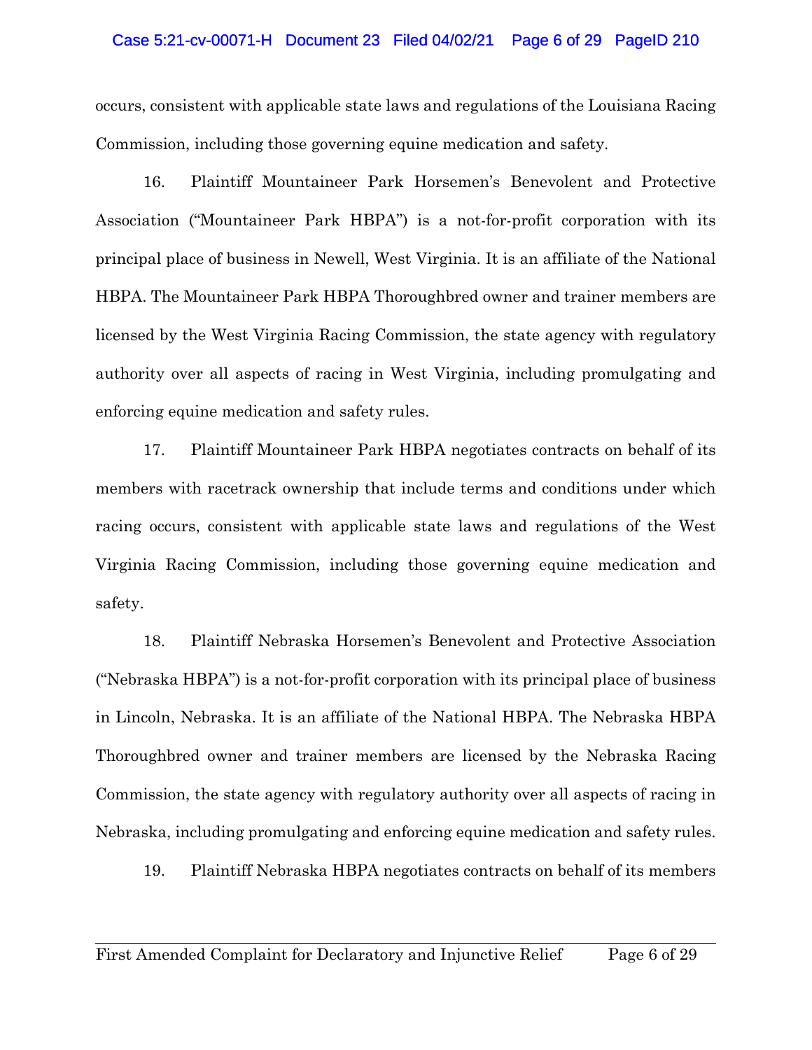occurs, consistent with applicable state laws and regulations of the Louisiana Racing Commission, including those governing equine medication and safety.

16. Plaintiff Mountaineer Park Horsemen's Benevolent and Protective Association ("Mountaineer Park HBPA") is a not-for-profit corporation with its principal place of business in Newell, West Virginia. It is an affiliate of the National HBPA. The Mountaineer Park HBPA Thoroughbred owner and trainer members are licensed by the West Virginia Racing Commission, the state agency with regulatory authority over all aspects of racing in West Virginia, including promulgating and enforcing equine medication and safety rules.

17. Plaintiff Mountaineer Park HBPA negotiates contracts on behalf of its members with racetrack ownership that include terms and conditions under which racing occurs, consistent with applicable state laws and regulations of the West Virginia Racing Commission, including those governing equine medication and safety.

18. Plaintiff Nebraska Horsemen's Benevolent and Protective Association ("Nebraska HBPA") is a not-for-profit corporation with its principal place of business in Lincoln, Nebraska. It is an affiliate of the National HBPA. The Nebraska HBPA Thoroughbred owner and trainer members are licensed by the Nebraska Racing Commission, the state agency with regulatory authority over all aspects of racing in Nebraska, including promulgating and enforcing equine medication and safety rules.

19. Plaintiff Nebraska HBPA negotiates contracts on behalf of its members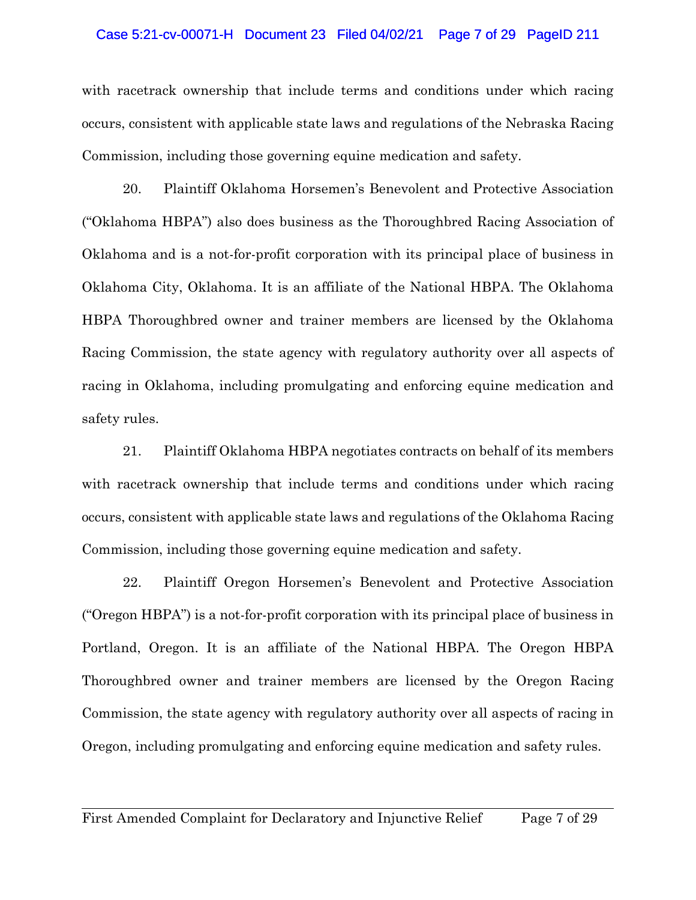with racetrack ownership that include terms and conditions under which racing occurs, consistent with applicable state laws and regulations of the Nebraska Racing Commission, including those governing equine medication and safety.

20. Plaintiff Oklahoma Horsemen's Benevolent and Protective Association ("Oklahoma HBPA") also does business as the Thoroughbred Racing Association of Oklahoma and is a not-for-profit corporation with its principal place of business in Oklahoma City, Oklahoma. It is an affiliate of the National HBPA. The Oklahoma HBPA Thoroughbred owner and trainer members are licensed by the Oklahoma Racing Commission, the state agency with regulatory authority over all aspects of racing in Oklahoma, including promulgating and enforcing equine medication and safety rules.

21. Plaintiff Oklahoma HBPA negotiates contracts on behalf of its members with racetrack ownership that include terms and conditions under which racing occurs, consistent with applicable state laws and regulations of the Oklahoma Racing Commission, including those governing equine medication and safety.

22. Plaintiff Oregon Horsemen's Benevolent and Protective Association ("Oregon HBPA") is a not-for-profit corporation with its principal place of business in Portland, Oregon. It is an affiliate of the National HBPA. The Oregon HBPA Thoroughbred owner and trainer members are licensed by the Oregon Racing Commission, the state agency with regulatory authority over all aspects of racing in Oregon, including promulgating and enforcing equine medication and safety rules.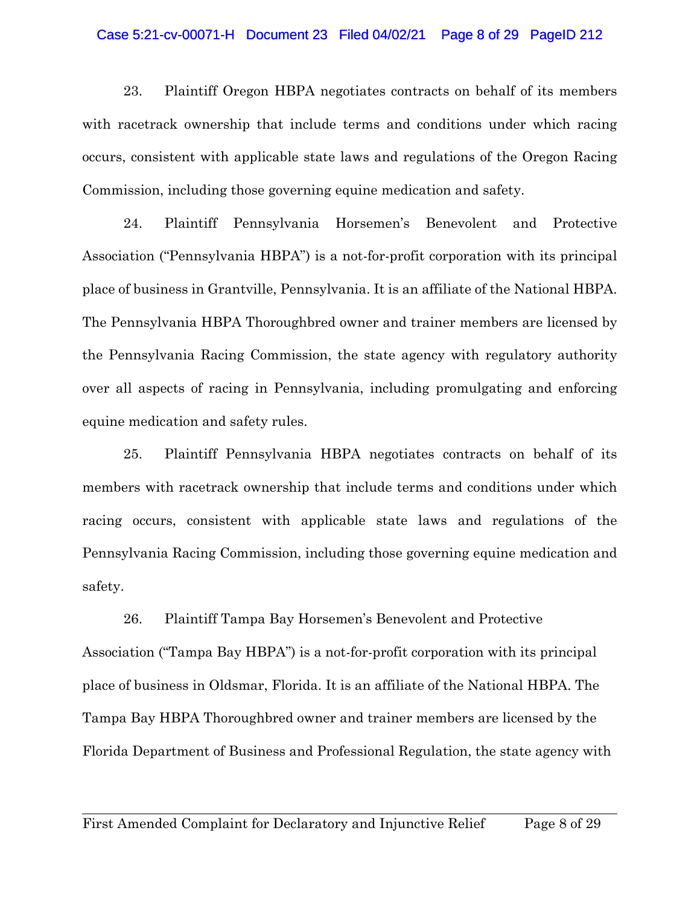23. Plaintiff Oregon HBPA negotiates contracts on behalf of its members with racetrack ownership that include terms and conditions under which racing occurs, consistent with applicable state laws and regulations of the Oregon Racing Commission, including those governing equine medication and safety.

24. Plaintiff Pennsylvania Horsemen's Benevolent and Protective Association ("Pennsylvania HBPA") is a not-for-profit corporation with its principal place of business in Grantville, Pennsylvania. It is an affiliate of the National HBPA. The Pennsylvania HBPA Thoroughbred owner and trainer members are licensed by the Pennsylvania Racing Commission, the state agency with regulatory authority over all aspects of racing in Pennsylvania, including promulgating and enforcing equine medication and safety rules.

25. Plaintiff Pennsylvania HBPA negotiates contracts on behalf of its members with racetrack ownership that include terms and conditions under which racing occurs, consistent with applicable state laws and regulations of the Pennsylvania Racing Commission, including those governing equine medication and safety.

26. Plaintiff Tampa Bay Horsemen's Benevolent and Protective Association ("Tampa Bay HBPA") is a not-for-profit corporation with its principal place of business in Oldsmar, Florida. It is an affiliate of the National HBPA. The Tampa Bay HBPA Thoroughbred owner and trainer members are licensed by the Florida Department of Business and Professional Regulation, the state agency with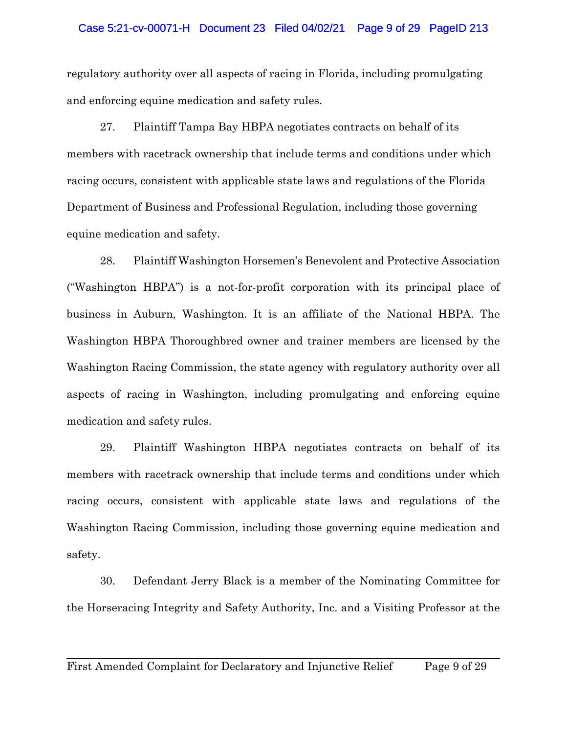regulatory authority over all aspects of racing in Florida, including promulgating and enforcing equine medication and safety rules.

27. Plaintiff Tampa Bay HBPA negotiates contracts on behalf of its members with racetrack ownership that include terms and conditions under which racing occurs, consistent with applicable state laws and regulations of the Florida Department of Business and Professional Regulation, including those governing equine medication and safety.

28. Plaintiff Washington Horsemen's Benevolent and Protective Association ("Washington HBPA") is a not-for-profit corporation with its principal place of business in Auburn, Washington. It is an affiliate of the National HBPA. The Washington HBPA Thoroughbred owner and trainer members are licensed by the Washington Racing Commission, the state agency with regulatory authority over all aspects of racing in Washington, including promulgating and enforcing equine medication and safety rules.

29. Plaintiff Washington HBPA negotiates contracts on behalf of its members with racetrack ownership that include terms and conditions under which racing occurs, consistent with applicable state laws and regulations of the Washington Racing Commission, including those governing equine medication and safety.

30. Defendant Jerry Black is a member of the Nominating Committee for the Horseracing Integrity and Safety Authority, Inc. and a Visiting Professor at the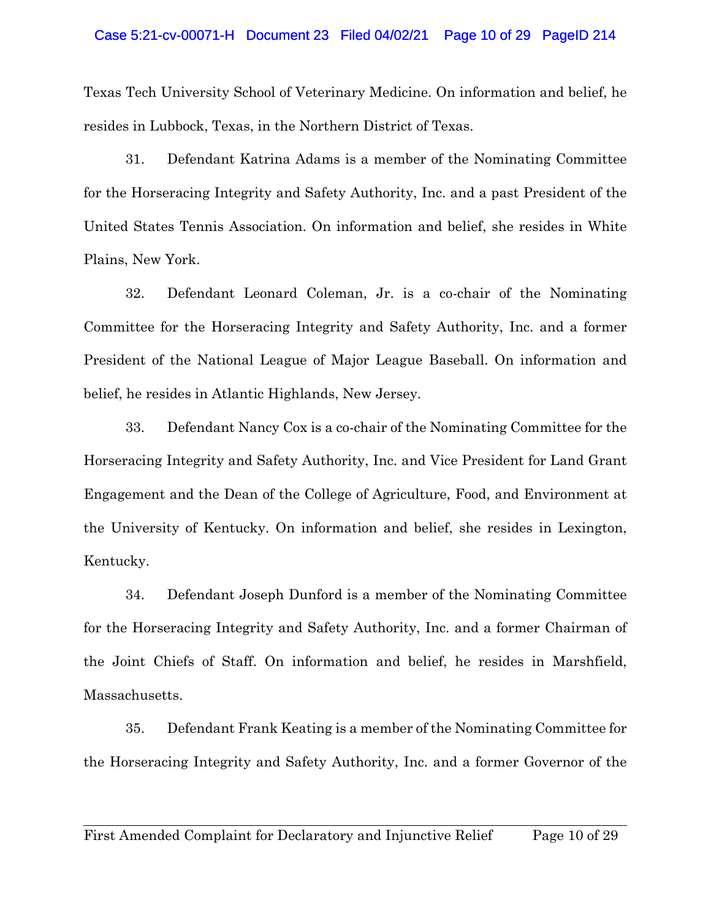Texas Tech University School of Veterinary Medicine. On information and belief, he resides in Lubbock, Texas, in the Northern District of Texas.

31. Defendant Katrina Adams is a member of the Nominating Committee for the Horseracing Integrity and Safety Authority, Inc. and a past President of the United States Tennis Association. On information and belief, she resides in White Plains, New York.

32. Defendant Leonard Coleman, Jr. is a co-chair of the Nominating Committee for the Horseracing Integrity and Safety Authority, Inc. and a former President of the National League of Major League Baseball. On information and belief, he resides in Atlantic Highlands, New Jersey.

33. Defendant Nancy Cox is a co-chair of the Nominating Committee for the Horseracing Integrity and Safety Authority, Inc. and Vice President for Land Grant Engagement and the Dean of the College of Agriculture, Food, and Environment at the University of Kentucky. On information and belief, she resides in Lexington, Kentucky.

34. Defendant Joseph Dunford is a member of the Nominating Committee for the Horseracing Integrity and Safety Authority, Inc. and a former Chairman of the Joint Chiefs of Staff. On information and belief, he resides in Marshfield, Massachusetts.

35. Defendant Frank Keating is a member of the Nominating Committee for the Horseracing Integrity and Safety Authority, Inc. and a former Governor of the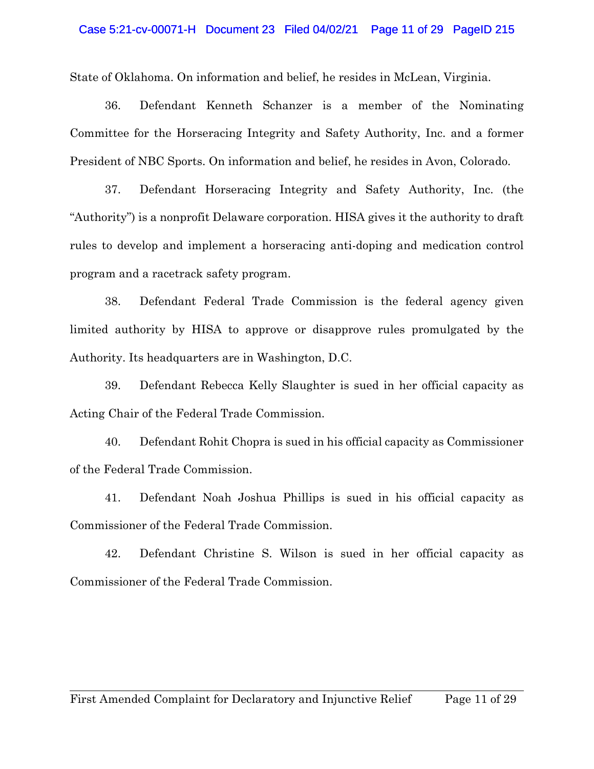State of Oklahoma. On information and belief, he resides in McLean, Virginia.

36. Defendant Kenneth Schanzer is a member of the Nominating Committee for the Horseracing Integrity and Safety Authority, Inc. and a former President of NBC Sports. On information and belief, he resides in Avon, Colorado.

37. Defendant Horseracing Integrity and Safety Authority, Inc. (the "Authority") is a nonprofit Delaware corporation. HISA gives it the authority to draft rules to develop and implement a horseracing anti-doping and medication control program and a racetrack safety program.

38. Defendant Federal Trade Commission is the federal agency given limited authority by HISA to approve or disapprove rules promulgated by the Authority. Its headquarters are in Washington, D.C.

39. Defendant Rebecca Kelly Slaughter is sued in her official capacity as Acting Chair of the Federal Trade Commission.

40. Defendant Rohit Chopra is sued in his official capacity as Commissioner of the Federal Trade Commission.

41. Defendant Noah Joshua Phillips is sued in his official capacity as Commissioner of the Federal Trade Commission.

42. Defendant Christine S. Wilson is sued in her official capacity as Commissioner of the Federal Trade Commission.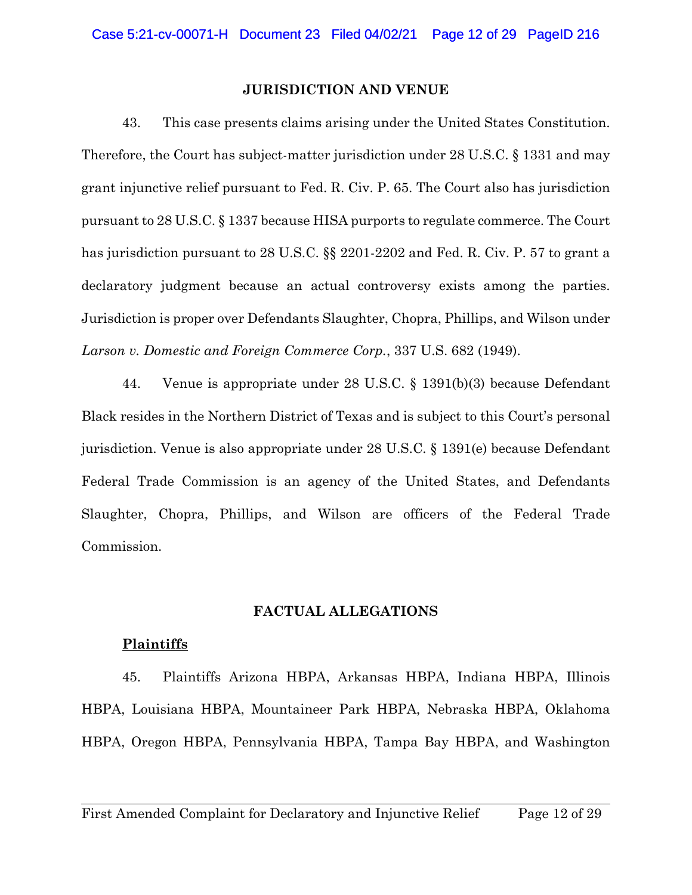## JURISDICTION AND VENUE

43. This case presents claims arising under the United States Constitution. Therefore, the Court has subject-matter jurisdiction under 28 U.S.C. § 1331 and may grant injunctive relief pursuant to Fed. R. Civ. P. 65. The Court also has jurisdiction pursuant to 28 U.S.C. § 1337 because HISA purports to regulate commerce. The Court has jurisdiction pursuant to 28 U.S.C. §§ 2201-2202 and Fed. R. Civ. P. 57 to grant a declaratory judgment because an actual controversy exists among the parties. Jurisdiction is proper over Defendants Slaughter, Chopra, Phillips, and Wilson under *Larson v. Domestic and Foreign Commerce Corp.*, 337 U.S. 682 (1949).

44. Venue is appropriate under 28 U.S.C. § 1391(b)(3) because Defendant Black resides in the Northern District of Texas and is subject to this Court's personal jurisdiction. Venue is also appropriate under 28 U.S.C. § 1391(e) because Defendant Federal Trade Commission is an agency of the United States, and Defendants Slaughter, Chopra, Phillips, and Wilson are officers of the Federal Trade Commission.

## FACTUAL ALLEGATIONS

### Plaintiffs

45. Plaintiffs Arizona HBPA, Arkansas HBPA, Indiana HBPA, Illinois HBPA, Louisiana HBPA, Mountaineer Park HBPA, Nebraska HBPA, Oklahoma HBPA, Oregon HBPA, Pennsylvania HBPA, Tampa Bay HBPA, and Washington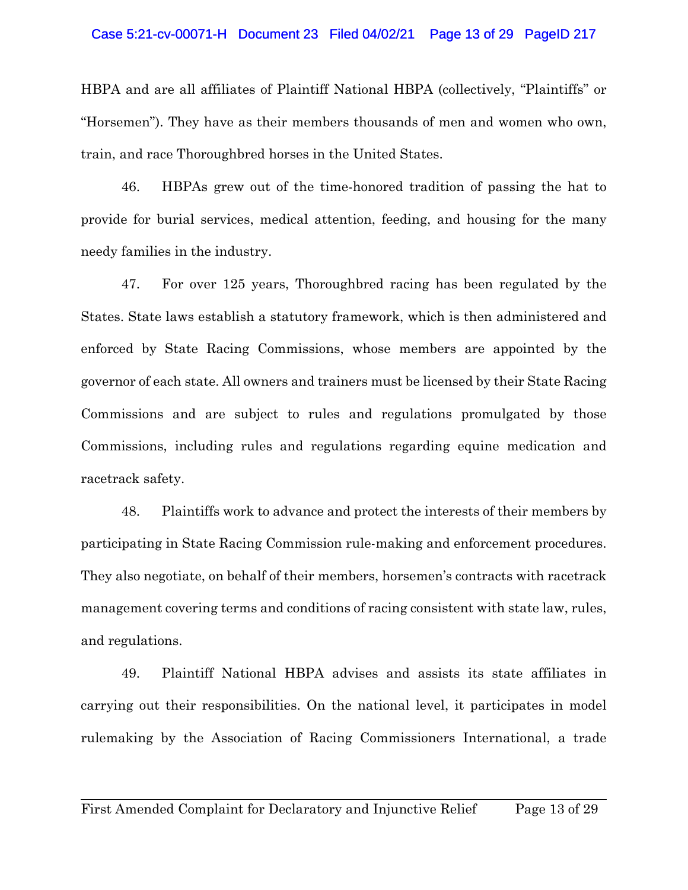HBPA and are all affiliates of Plaintiff National HBPA (collectively, "Plaintiffs" or "Horsemen"). They have as their members thousands of men and women who own, train, and race Thoroughbred horses in the United States.

46. HBPAs grew out of the time-honored tradition of passing the hat to provide for burial services, medical attention, feeding, and housing for the many needy families in the industry.

47. For over 125 years, Thoroughbred racing has been regulated by the States. State laws establish a statutory framework, which is then administered and enforced by State Racing Commissions, whose members are appointed by the governor of each state. All owners and trainers must be licensed by their State Racing Commissions and are subject to rules and regulations promulgated by those Commissions, including rules and regulations regarding equine medication and racetrack safety.

48. Plaintiffs work to advance and protect the interests of their members by participating in State Racing Commission rule-making and enforcement procedures. They also negotiate, on behalf of their members, horsemen's contracts with racetrack management covering terms and conditions of racing consistent with state law, rules, and regulations.

49. Plaintiff National HBPA advises and assists its state affiliates in carrying out their responsibilities. On the national level, it participates in model rulemaking by the Association of Racing Commissioners International, a trade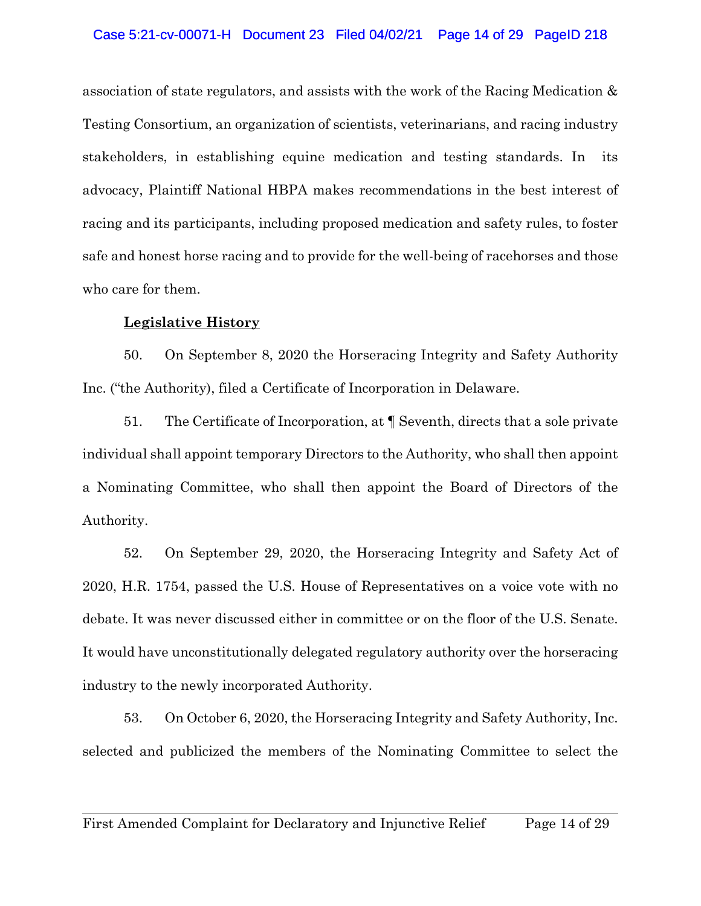association of state regulators, and assists with the work of the Racing Medication & Testing Consortium, an organization of scientists, veterinarians, and racing industry stakeholders, in establishing equine medication and testing standards. In its advocacy, Plaintiff National HBPA makes recommendations in the best interest of racing and its participants, including proposed medication and safety rules, to foster safe and honest horse racing and to provide for the well-being of racehorses and those who care for them.

**Legislative History**

50. On September 8, 2020 the Horseracing Integrity and Safety Authority Inc. ("the Authority), filed a Certificate of Incorporation in Delaware.

51. The Certificate of Incorporation, at ¶ Seventh, directs that a sole private individual shall appoint temporary Directors to the Authority, who shall then appoint a Nominating Committee, who shall then appoint the Board of Directors of the Authority.

52. On September 29, 2020, the Horseracing Integrity and Safety Act of 2020, H.R. 1754, passed the U.S. House of Representatives on a voice vote with no debate. It was never discussed either in committee or on the floor of the U.S. Senate. It would have unconstitutionally delegated regulatory authority over the horseracing industry to the newly incorporated Authority.

53. On October 6, 2020, the Horseracing Integrity and Safety Authority, Inc. selected and publicized the members of the Nominating Committee to select the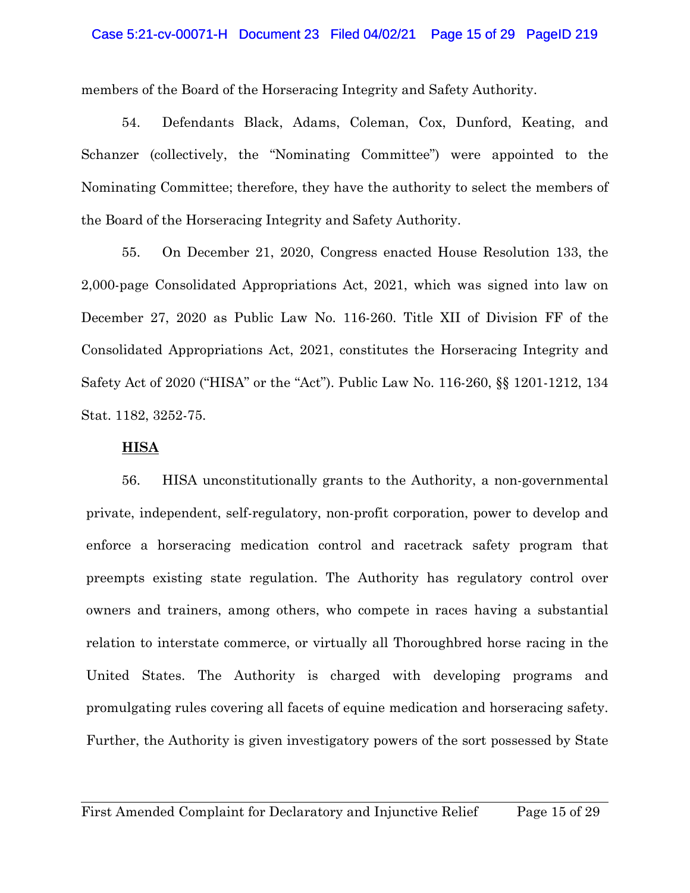members of the Board of the Horseracing Integrity and Safety Authority.

54. Defendants Black, Adams, Coleman, Cox, Dunford, Keating, and Schanzer (collectively, the "Nominating Committee") were appointed to the Nominating Committee; therefore, they have the authority to select the members of the Board of the Horseracing Integrity and Safety Authority.

55. On December 21, 2020, Congress enacted House Resolution 133, the 2,000-page Consolidated Appropriations Act, 2021, which was signed into law on December 27, 2020 as Public Law No. 116-260. Title XII of Division FF of the Consolidated Appropriations Act, 2021, constitutes the Horseracing Integrity and Safety Act of 2020 ("HISA" or the "Act"). Public Law No. 116-260, §§ 1201-1212, 134 Stat. 1182, 3252-75.

**HISA**

56. HISA unconstitutionally grants to the Authority, a non-governmental private, independent, self-regulatory, non-profit corporation, power to develop and enforce a horseracing medication control and racetrack safety program that preempts existing state regulation. The Authority has regulatory control over owners and trainers, among others, who compete in races having a substantial relation to interstate commerce, or virtually all Thoroughbred horse racing in the United States. The Authority is charged with developing programs and promulgating rules covering all facets of equine medication and horseracing safety. Further, the Authority is given investigatory powers of the sort possessed by State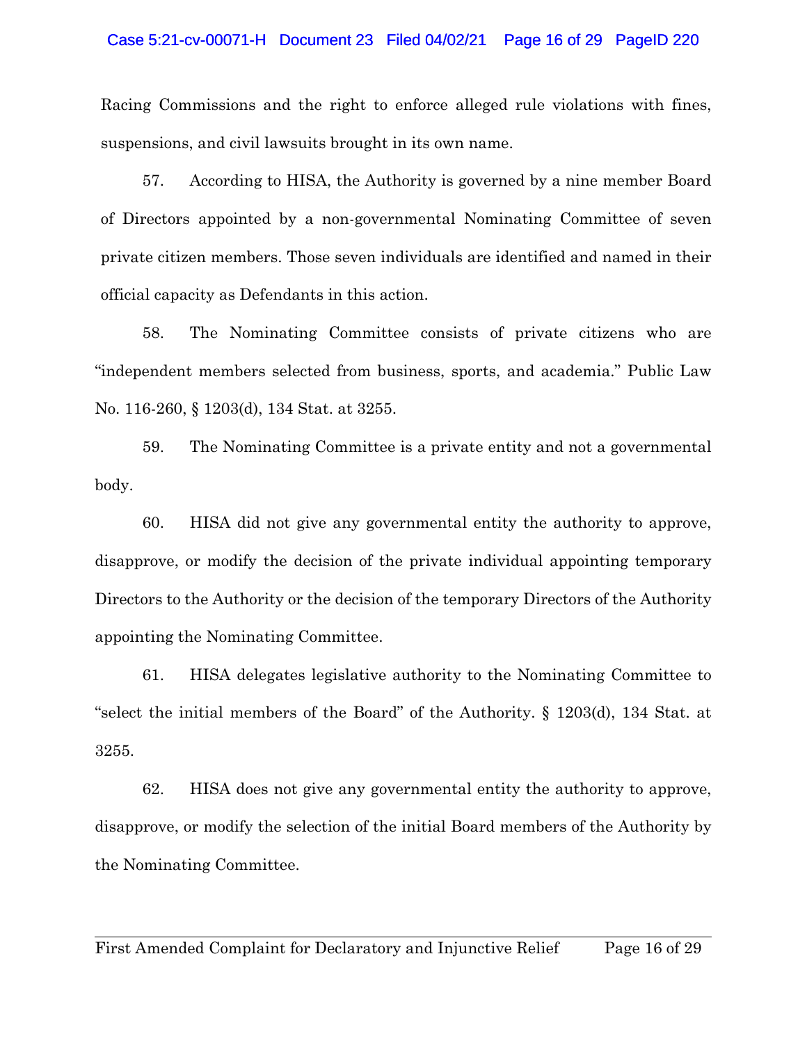Racing Commissions and the right to enforce alleged rule violations with fines, suspensions, and civil lawsuits brought in its own name.

57. According to HISA, the Authority is governed by a nine member Board of Directors appointed by a non-governmental Nominating Committee of seven private citizen members. Those seven individuals are identified and named in their official capacity as Defendants in this action.

58. The Nominating Committee consists of private citizens who are "independent members selected from business, sports, and academia." Public Law No. 116-260, § 1203(d), 134 Stat. at 3255.

59. The Nominating Committee is a private entity and not a governmental body.

60. HISA did not give any governmental entity the authority to approve, disapprove, or modify the decision of the private individual appointing temporary Directors to the Authority or the decision of the temporary Directors of the Authority appointing the Nominating Committee.

61. HISA delegates legislative authority to the Nominating Committee to "select the initial members of the Board" of the Authority. § 1203(d), 134 Stat. at 3255.

62. HISA does not give any governmental entity the authority to approve, disapprove, or modify the selection of the initial Board members of the Authority by the Nominating Committee.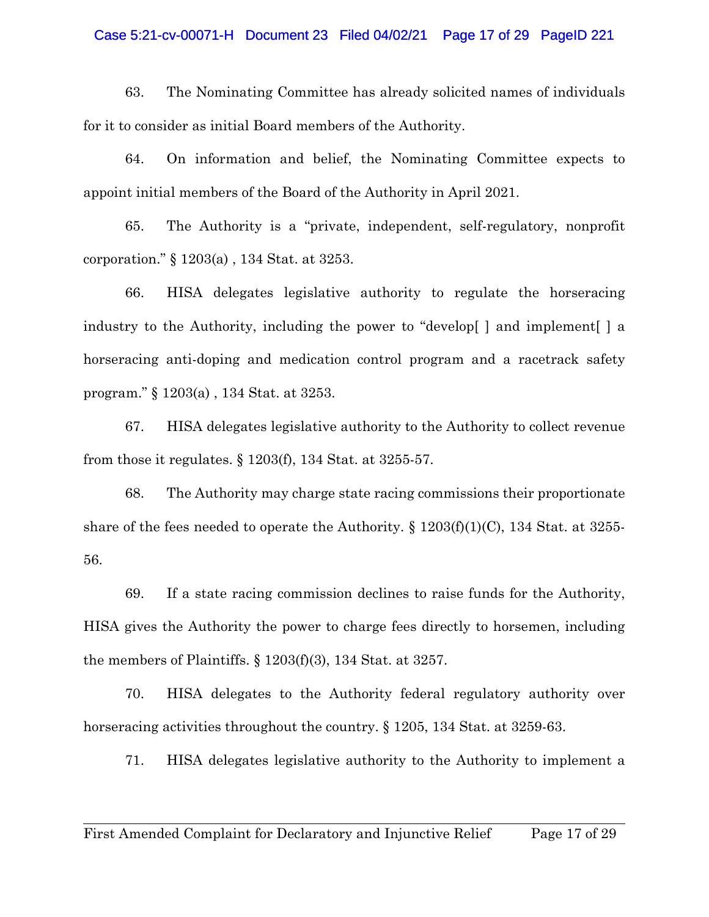63. The Nominating Committee has already solicited names of individuals for it to consider as initial Board members of the Authority.

64. On information and belief, the Nominating Committee expects to appoint initial members of the Board of the Authority in April 2021.

65. The Authority is a "private, independent, self-regulatory, nonprofit corporation." § 1203(a) , 134 Stat. at 3253.

66. HISA delegates legislative authority to regulate the horseracing industry to the Authority, including the power to "develop[ ] and implement[ ] a horseracing anti-doping and medication control program and a racetrack safety program." § 1203(a) , 134 Stat. at 3253.

67. HISA delegates legislative authority to the Authority to collect revenue from those it regulates. § 1203(f), 134 Stat. at 3255-57.

68. The Authority may charge state racing commissions their proportionate share of the fees needed to operate the Authority. § 1203(f)(1)(C), 134 Stat. at 3255-56.

69. If a state racing commission declines to raise funds for the Authority, HISA gives the Authority the power to charge fees directly to horsemen, including the members of Plaintiffs. § 1203(f)(3), 134 Stat. at 3257.

70. HISA delegates to the Authority federal regulatory authority over horseracing activities throughout the country. § 1205, 134 Stat. at 3259-63.

71. HISA delegates legislative authority to the Authority to implement a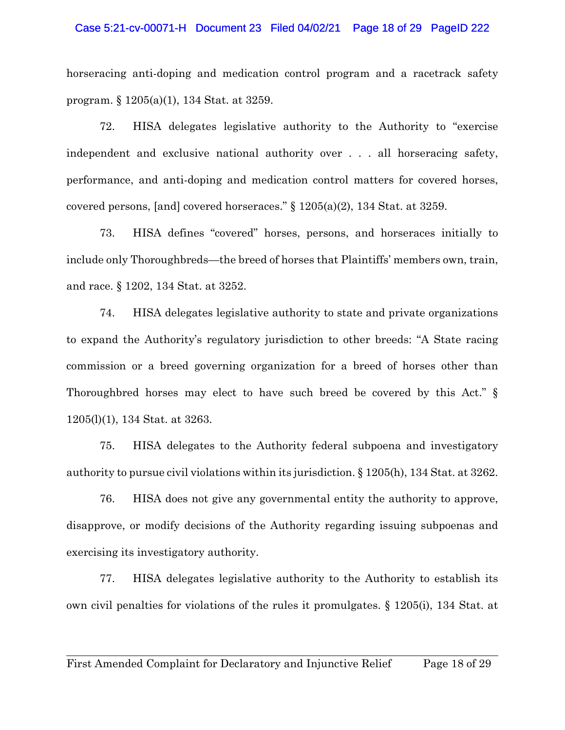horseracing anti-doping and medication control program and a racetrack safety program. § 1205(a)(1), 134 Stat. at 3259.

72. HISA delegates legislative authority to the Authority to "exercise independent and exclusive national authority over . . . all horseracing safety, performance, and anti-doping and medication control matters for covered horses, covered persons, [and] covered horseraces." § 1205(a)(2), 134 Stat. at 3259.

73. HISA defines "covered" horses, persons, and horseraces initially to include only Thoroughbreds—the breed of horses that Plaintiffs' members own, train, and race. § 1202, 134 Stat. at 3252.

74. HISA delegates legislative authority to state and private organizations to expand the Authority's regulatory jurisdiction to other breeds: "A State racing commission or a breed governing organization for a breed of horses other than Thoroughbred horses may elect to have such breed be covered by this Act." § 1205(l)(1), 134 Stat. at 3263.

75. HISA delegates to the Authority federal subpoena and investigatory authority to pursue civil violations within its jurisdiction. § 1205(h), 134 Stat. at 3262.

76. HISA does not give any governmental entity the authority to approve, disapprove, or modify decisions of the Authority regarding issuing subpoenas and exercising its investigatory authority.

77. HISA delegates legislative authority to the Authority to establish its own civil penalties for violations of the rules it promulgates. § 1205(i), 134 Stat. at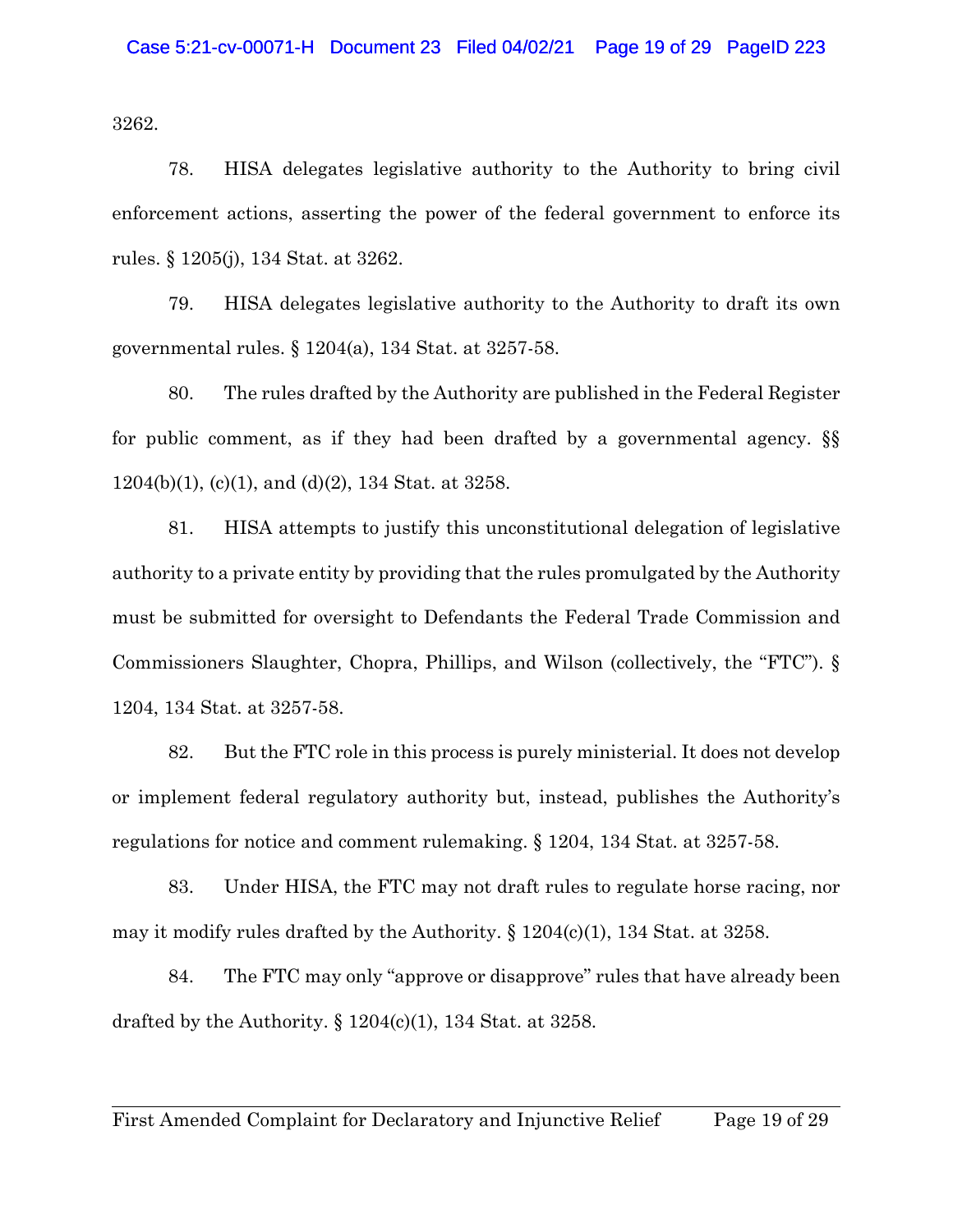3262.

78. HISA delegates legislative authority to the Authority to bring civil enforcement actions, asserting the power of the federal government to enforce its rules. § 1205(j), 134 Stat. at 3262.

79. HISA delegates legislative authority to the Authority to draft its own governmental rules. § 1204(a), 134 Stat. at 3257-58.

80. The rules drafted by the Authority are published in the Federal Register for public comment, as if they had been drafted by a governmental agency. §§ 1204(b)(1), (c)(1), and (d)(2), 134 Stat. at 3258.

81. HISA attempts to justify this unconstitutional delegation of legislative authority to a private entity by providing that the rules promulgated by the Authority must be submitted for oversight to Defendants the Federal Trade Commission and Commissioners Slaughter, Chopra, Phillips, and Wilson (collectively, the "FTC"). § 1204, 134 Stat. at 3257-58.

82. But the FTC role in this process is purely ministerial. It does not develop or implement federal regulatory authority but, instead, publishes the Authority's regulations for notice and comment rulemaking. § 1204, 134 Stat. at 3257-58.

83. Under HISA, the FTC may not draft rules to regulate horse racing, nor may it modify rules drafted by the Authority. § 1204(c)(1), 134 Stat. at 3258.

84. The FTC may only "approve or disapprove" rules that have already been drafted by the Authority. § 1204(c)(1), 134 Stat. at 3258.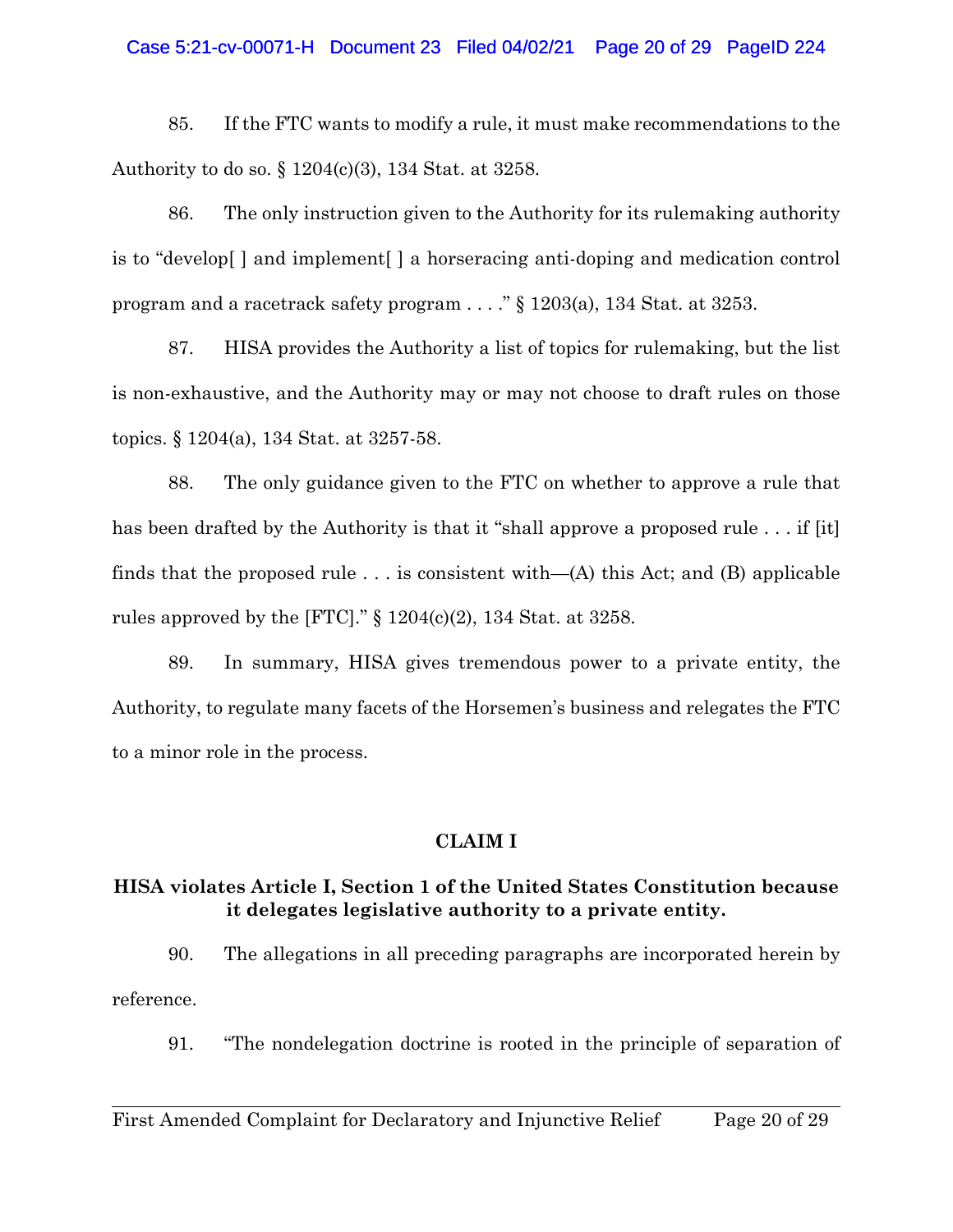85. If the FTC wants to modify a rule, it must make recommendations to the Authority to do so. § 1204(c)(3), 134 Stat. at 3258.

86. The only instruction given to the Authority for its rulemaking authority is to "develop[ ] and implement[ ] a horseracing anti-doping and medication control program and a racetrack safety program . . . ." § 1203(a), 134 Stat. at 3253.

87. HISA provides the Authority a list of topics for rulemaking, but the list is non-exhaustive, and the Authority may or may not choose to draft rules on those topics. § 1204(a), 134 Stat. at 3257-58.

88. The only guidance given to the FTC on whether to approve a rule that has been drafted by the Authority is that it "shall approve a proposed rule . . . if [it] finds that the proposed rule . . . is consistent with—(A) this Act; and (B) applicable rules approved by the [FTC]." § 1204(c)(2), 134 Stat. at 3258.

89. In summary, HISA gives tremendous power to a private entity, the Authority, to regulate many facets of the Horsemen's business and relegates the FTC to a minor role in the process.

## CLAIM I

### HISA violates Article I, Section 1 of the United States Constitution because it delegates legislative authority to a private entity.

90. The allegations in all preceding paragraphs are incorporated herein by reference.

91. "The nondelegation doctrine is rooted in the principle of separation of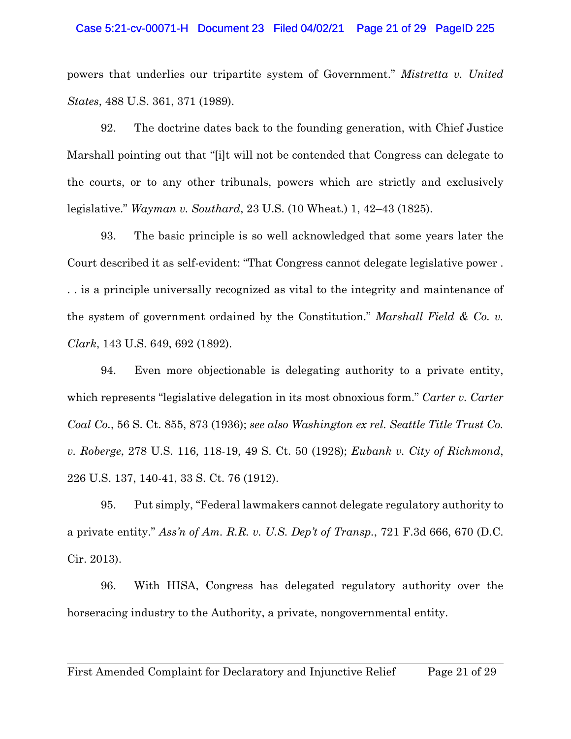powers that underlies our tripartite system of Government." *Mistretta v. United States*, 488 U.S. 361, 371 (1989).

92. The doctrine dates back to the founding generation, with Chief Justice Marshall pointing out that "[i]t will not be contended that Congress can delegate to the courts, or to any other tribunals, powers which are strictly and exclusively legislative." *Wayman v. Southard*, 23 U.S. (10 Wheat.) 1, 42–43 (1825).

93. The basic principle is so well acknowledged that some years later the Court described it as self-evident: "That Congress cannot delegate legislative power . . . is a principle universally recognized as vital to the integrity and maintenance of the system of government ordained by the Constitution." *Marshall Field & Co. v. Clark*, 143 U.S. 649, 692 (1892).

94. Even more objectionable is delegating authority to a private entity, which represents "legislative delegation in its most obnoxious form." *Carter v. Carter Coal Co.*, 56 S. Ct. 855, 873 (1936); *see also Washington ex rel. Seattle Title Trust Co. v. Roberge*, 278 U.S. 116, 118-19, 49 S. Ct. 50 (1928); *Eubank v. City of Richmond*, 226 U.S. 137, 140-41, 33 S. Ct. 76 (1912).

95. Put simply, "Federal lawmakers cannot delegate regulatory authority to a private entity." *Ass'n of Am. R.R. v. U.S. Dep't of Transp.*, 721 F.3d 666, 670 (D.C. Cir. 2013).

96. With HISA, Congress has delegated regulatory authority over the horseracing industry to the Authority, a private, nongovernmental entity.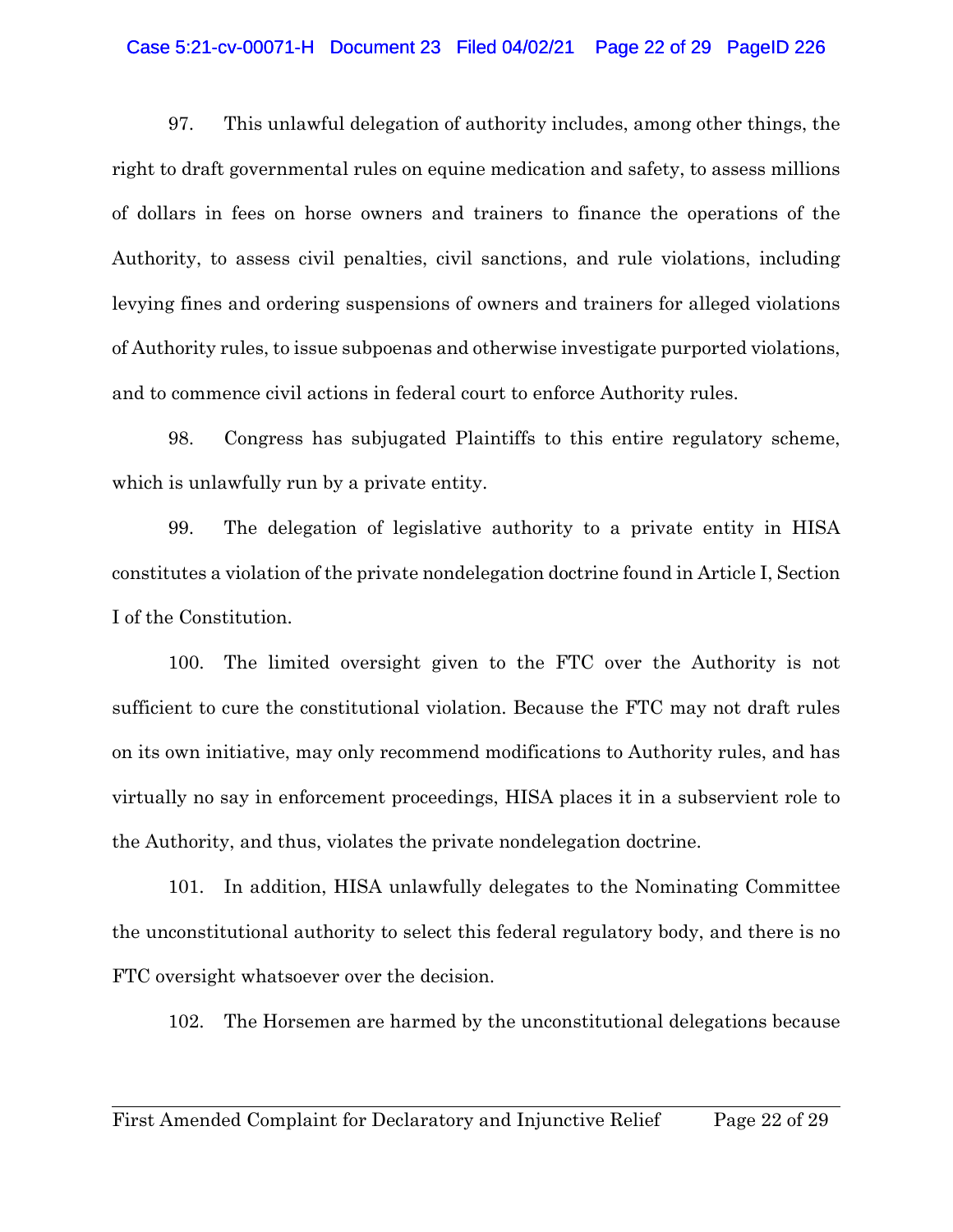97. This unlawful delegation of authority includes, among other things, the right to draft governmental rules on equine medication and safety, to assess millions of dollars in fees on horse owners and trainers to finance the operations of the Authority, to assess civil penalties, civil sanctions, and rule violations, including levying fines and ordering suspensions of owners and trainers for alleged violations of Authority rules, to issue subpoenas and otherwise investigate purported violations, and to commence civil actions in federal court to enforce Authority rules.

98. Congress has subjugated Plaintiffs to this entire regulatory scheme, which is unlawfully run by a private entity.

99. The delegation of legislative authority to a private entity in HISA constitutes a violation of the private nondelegation doctrine found in Article I, Section I of the Constitution.

100. The limited oversight given to the FTC over the Authority is not sufficient to cure the constitutional violation. Because the FTC may not draft rules on its own initiative, may only recommend modifications to Authority rules, and has virtually no say in enforcement proceedings, HISA places it in a subservient role to the Authority, and thus, violates the private nondelegation doctrine.

101. In addition, HISA unlawfully delegates to the Nominating Committee the unconstitutional authority to select this federal regulatory body, and there is no FTC oversight whatsoever over the decision.

102. The Horsemen are harmed by the unconstitutional delegations because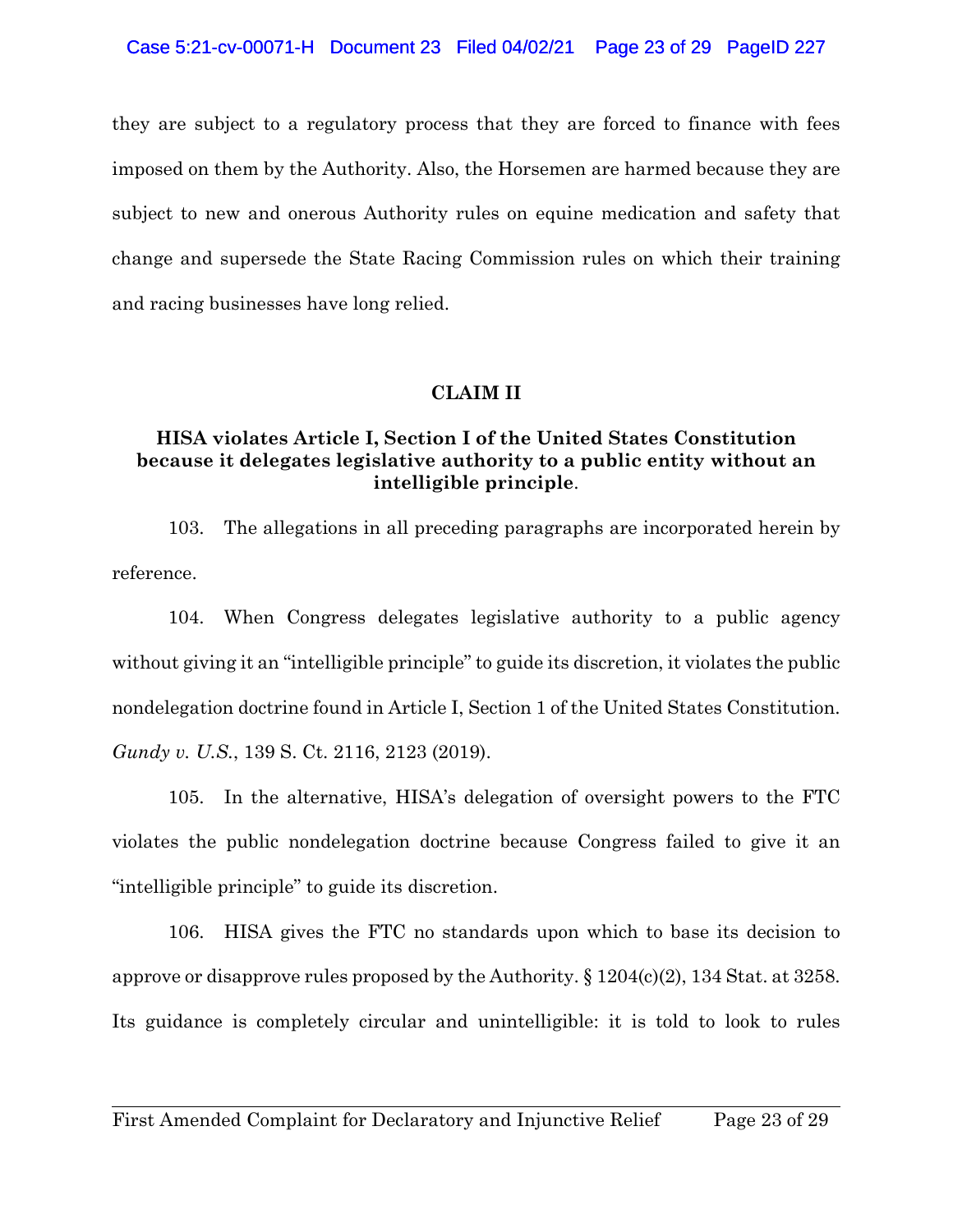they are subject to a regulatory process that they are forced to finance with fees imposed on them by the Authority. Also, the Horsemen are harmed because they are subject to new and onerous Authority rules on equine medication and safety that change and supersede the State Racing Commission rules on which their training and racing businesses have long relied.

**CLAIM II**

**HISA violates Article I, Section I of the United States Constitution because it delegates legislative authority to a public entity without an intelligible principle**.

103. The allegations in all preceding paragraphs are incorporated herein by reference.

104. When Congress delegates legislative authority to a public agency without giving it an "intelligible principle" to guide its discretion, it violates the public nondelegation doctrine found in Article I, Section 1 of the United States Constitution. *Gundy v. U.S.*, 139 S. Ct. 2116, 2123 (2019).

105. In the alternative, HISA's delegation of oversight powers to the FTC violates the public nondelegation doctrine because Congress failed to give it an "intelligible principle" to guide its discretion.

106. HISA gives the FTC no standards upon which to base its decision to approve or disapprove rules proposed by the Authority. § 1204(c)(2), 134 Stat. at 3258. Its guidance is completely circular and unintelligible: it is told to look to rules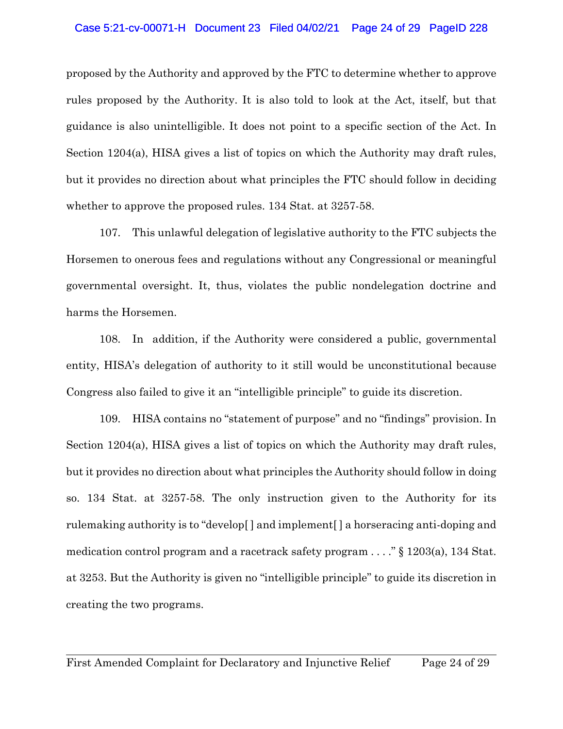proposed by the Authority and approved by the FTC to determine whether to approve rules proposed by the Authority. It is also told to look at the Act, itself, but that guidance is also unintelligible. It does not point to a specific section of the Act. In Section 1204(a), HISA gives a list of topics on which the Authority may draft rules, but it provides no direction about what principles the FTC should follow in deciding whether to approve the proposed rules. 134 Stat. at 3257-58.

107. This unlawful delegation of legislative authority to the FTC subjects the Horsemen to onerous fees and regulations without any Congressional or meaningful governmental oversight. It, thus, violates the public nondelegation doctrine and harms the Horsemen.

108. In addition, if the Authority were considered a public, governmental entity, HISA's delegation of authority to it still would be unconstitutional because Congress also failed to give it an "intelligible principle" to guide its discretion.

109. HISA contains no "statement of purpose" and no "findings" provision. In Section 1204(a), HISA gives a list of topics on which the Authority may draft rules, but it provides no direction about what principles the Authority should follow in doing so. 134 Stat. at 3257-58. The only instruction given to the Authority for its rulemaking authority is to "develop[ ] and implement[ ] a horseracing anti-doping and medication control program and a racetrack safety program . . . ." § 1203(a), 134 Stat. at 3253. But the Authority is given no "intelligible principle" to guide its discretion in creating the two programs.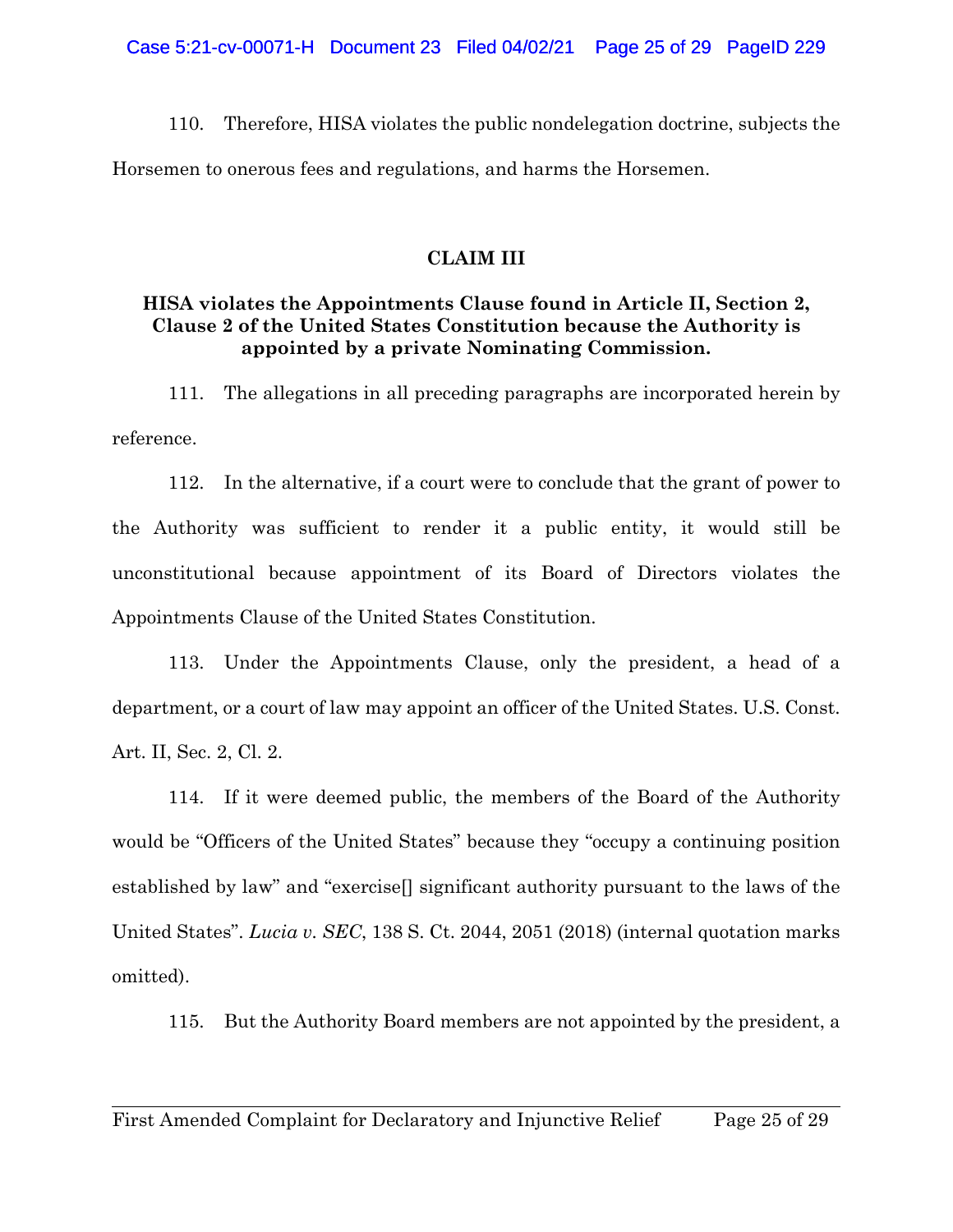110. Therefore, HISA violates the public nondelegation doctrine, subjects the Horsemen to onerous fees and regulations, and harms the Horsemen.

## CLAIM III

### HISA violates the Appointments Clause found in Article II, Section 2, Clause 2 of the United States Constitution because the Authority is appointed by a private Nominating Commission.

111. The allegations in all preceding paragraphs are incorporated herein by reference.

112. In the alternative, if a court were to conclude that the grant of power to the Authority was sufficient to render it a public entity, it would still be unconstitutional because appointment of its Board of Directors violates the Appointments Clause of the United States Constitution.

113. Under the Appointments Clause, only the president, a head of a department, or a court of law may appoint an officer of the United States. U.S. Const. Art. II, Sec. 2, Cl. 2.

114. If it were deemed public, the members of the Board of the Authority would be "Officers of the United States" because they "occupy a continuing position established by law" and "exercise[] significant authority pursuant to the laws of the United States". *Lucia v. SEC*, 138 S. Ct. 2044, 2051 (2018) (internal quotation marks omitted).

115. But the Authority Board members are not appointed by the president, a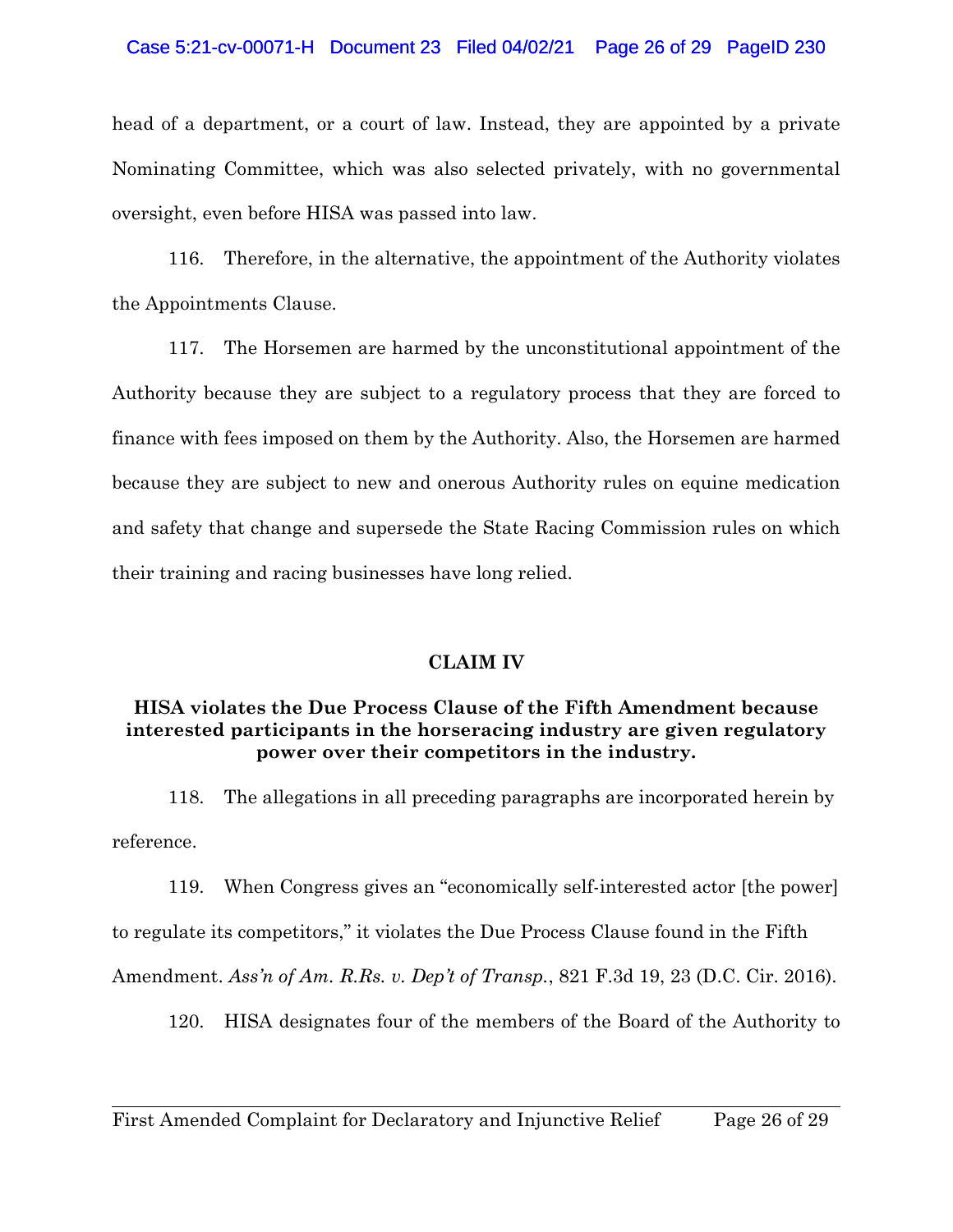head of a department, or a court of law. Instead, they are appointed by a private Nominating Committee, which was also selected privately, with no governmental oversight, even before HISA was passed into law.

116. Therefore, in the alternative, the appointment of the Authority violates the Appointments Clause.

117. The Horsemen are harmed by the unconstitutional appointment of the Authority because they are subject to a regulatory process that they are forced to finance with fees imposed on them by the Authority. Also, the Horsemen are harmed because they are subject to new and onerous Authority rules on equine medication and safety that change and supersede the State Racing Commission rules on which their training and racing businesses have long relied.

## CLAIM IV

### HISA violates the Due Process Clause of the Fifth Amendment because interested participants in the horseracing industry are given regulatory power over their competitors in the industry.

118. The allegations in all preceding paragraphs are incorporated herein by reference.

119. When Congress gives an "economically self-interested actor [the power] to regulate its competitors," it violates the Due Process Clause found in the Fifth Amendment. *Ass'n of Am. R.Rs. v. Dep't of Transp.*, 821 F.3d 19, 23 (D.C. Cir. 2016).

120. HISA designates four of the members of the Board of the Authority to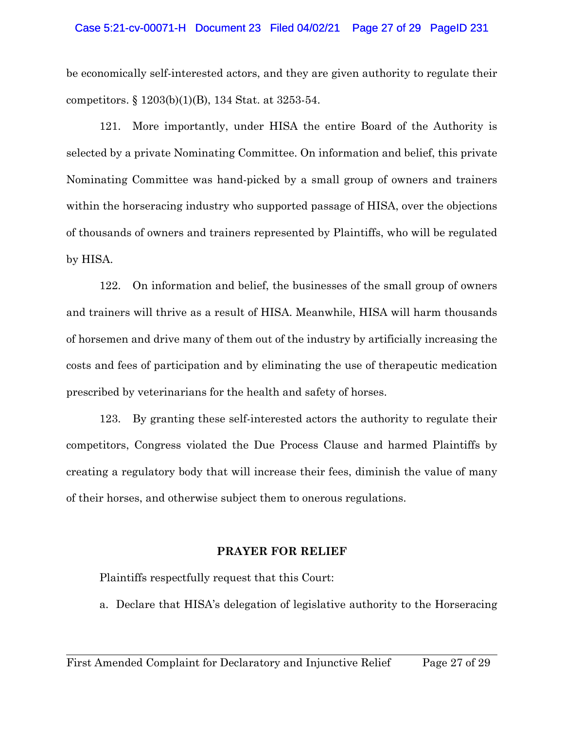be economically self-interested actors, and they are given authority to regulate their competitors. § 1203(b)(1)(B), 134 Stat. at 3253-54.

121. More importantly, under HISA the entire Board of the Authority is selected by a private Nominating Committee. On information and belief, this private Nominating Committee was hand-picked by a small group of owners and trainers within the horseracing industry who supported passage of HISA, over the objections of thousands of owners and trainers represented by Plaintiffs, who will be regulated by HISA.

122. On information and belief, the businesses of the small group of owners and trainers will thrive as a result of HISA. Meanwhile, HISA will harm thousands of horsemen and drive many of them out of the industry by artificially increasing the costs and fees of participation and by eliminating the use of therapeutic medication prescribed by veterinarians for the health and safety of horses.

123. By granting these self-interested actors the authority to regulate their competitors, Congress violated the Due Process Clause and harmed Plaintiffs by creating a regulatory body that will increase their fees, diminish the value of many of their horses, and otherwise subject them to onerous regulations.

## PRAYER FOR RELIEF

Plaintiffs respectfully request that this Court:

a. Declare that HISA's delegation of legislative authority to the Horseracing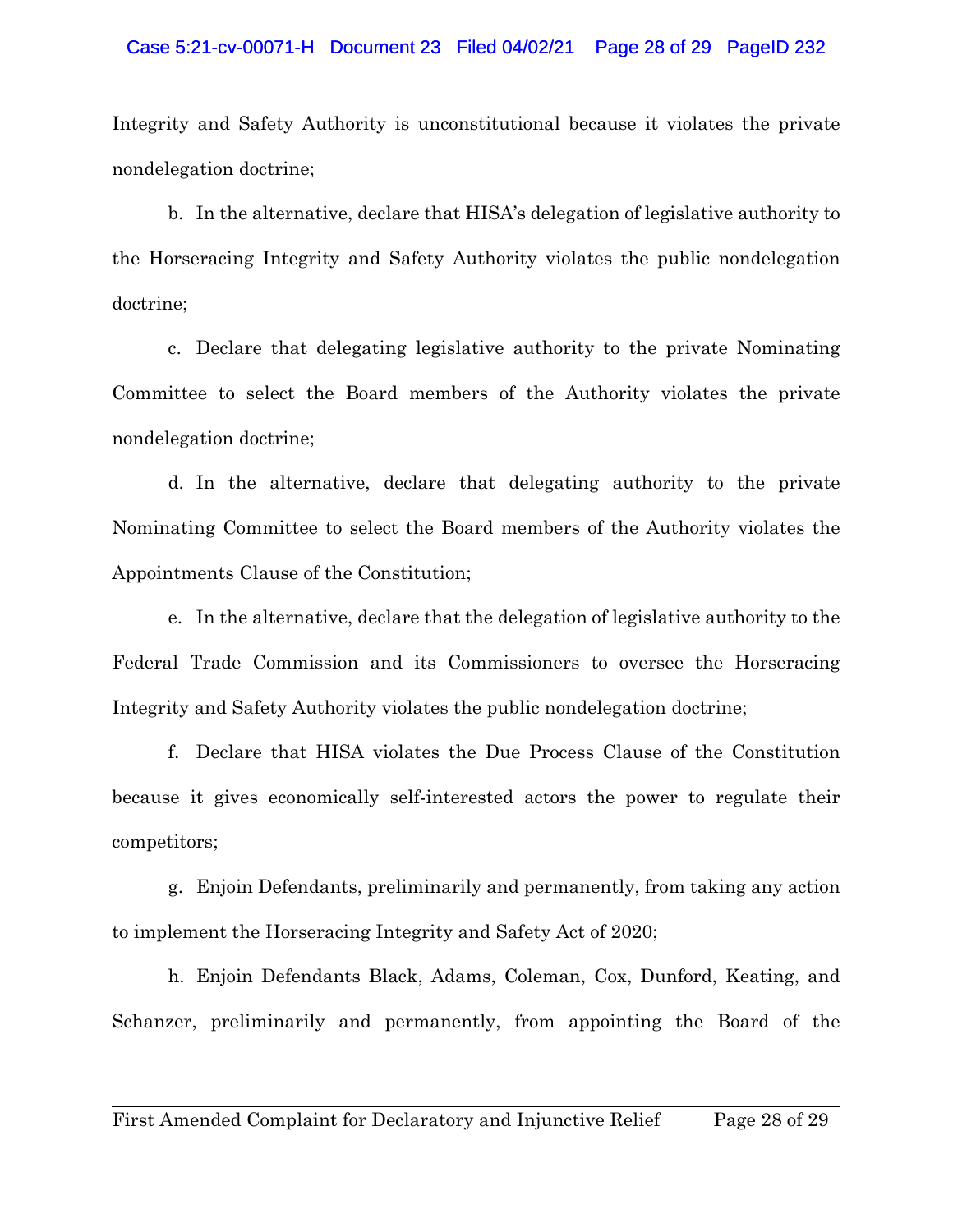Integrity and Safety Authority is unconstitutional because it violates the private nondelegation doctrine;

b. In the alternative, declare that HISA's delegation of legislative authority to the Horseracing Integrity and Safety Authority violates the public nondelegation doctrine;

c. Declare that delegating legislative authority to the private Nominating Committee to select the Board members of the Authority violates the private nondelegation doctrine;

d. In the alternative, declare that delegating authority to the private Nominating Committee to select the Board members of the Authority violates the Appointments Clause of the Constitution;

e. In the alternative, declare that the delegation of legislative authority to the Federal Trade Commission and its Commissioners to oversee the Horseracing Integrity and Safety Authority violates the public nondelegation doctrine;

f. Declare that HISA violates the Due Process Clause of the Constitution because it gives economically self-interested actors the power to regulate their competitors;

g. Enjoin Defendants, preliminarily and permanently, from taking any action to implement the Horseracing Integrity and Safety Act of 2020;

h. Enjoin Defendants Black, Adams, Coleman, Cox, Dunford, Keating, and Schanzer, preliminarily and permanently, from appointing the Board of the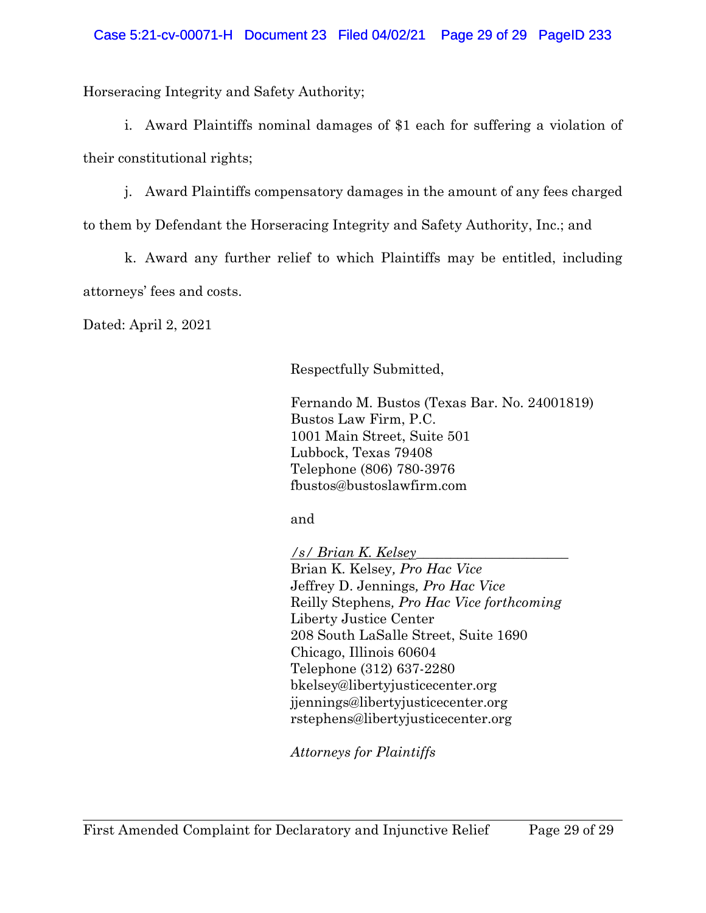Horseracing Integrity and Safety Authority;

i. Award Plaintiffs nominal damages of $1 each for suffering a violation of their constitutional rights;

j. Award Plaintiffs compensatory damages in the amount of any fees charged to them by Defendant the Horseracing Integrity and Safety Authority, Inc.; and

k. Award any further relief to which Plaintiffs may be entitled, including attorneys' fees and costs.

Dated: April 2, 2021

Respectfully Submitted,

Fernando M. Bustos (Texas Bar. No. 24001819)
Bustos Law Firm, P.C.
1001 Main Street, Suite 501
Lubbock, Texas 79408
Telephone (806) 780-3976
fbustos@bustoslawfirm.com

and

*/s/ Brian K. Kelsey*
Brian K. Kelsey*, Pro Hac Vice*
Jeffrey D. Jennings*, Pro Hac Vice*
Reilly Stephens*, Pro Hac Vice forthcoming*
Liberty Justice Center
208 South LaSalle Street, Suite 1690
Chicago, Illinois 60604
Telephone (312) 637-2280
bkelsey@libertyjusticecenter.org
jjennings@libertyjusticecenter.org
rstephens@libertyjusticecenter.org

*Attorneys for Plaintiffs*